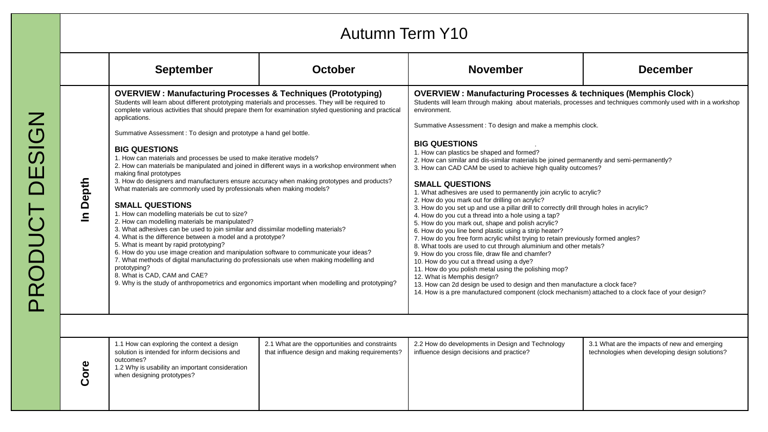# PRODUCT DESIGN

## Autumn Term Y10

| | September | October | November | December |
|---|---|---|---|---|
| **In Depth** | **OVERVIEW : Manufacturing Processes & Techniques (Prototyping)** Students will learn about different prototyping materials and processes. They will be required to complete various activities that should prepare them for examination styled questioning and practical applications. <br><br> Summative Assessment : To design and prototype a hand gel bottle. <br><br> **BIG QUESTIONS** <br> 1. How can materials and processes be used to make iterative models? <br> 2. How can materials be manipulated and joined in different ways in a workshop environment when making final prototypes <br> 3. How do designers and manufacturers ensure accuracy when making prototypes and products? What materials are commonly used by professionals when making models? <br><br> **SMALL QUESTIONS** <br> 1. How can modelling materials be cut to size? <br> 2. How can modelling materials be manipulated? <br> 3. What adhesives can be used to join similar and dissimilar modelling materials? <br> 4. What is the difference between a model and a prototype? <br> 5. What is meant by rapid prototyping? <br> 6. How do you use image creation and manipulation software to communicate your ideas? <br> 7. What methods of digital manufacturing do professionals use when making modelling and prototyping? <br> 8. What is CAD, CAM and CAE? <br> 9. Why is the study of anthropometrics and ergonomics important when modelling and prototyping? | | **OVERVIEW : Manufacturing Processes & techniques (Memphis Clock)** Students will learn through making about materials, processes and techniques commonly used with in a workshop environment. <br><br> Summative Assessment : To design and make a memphis clock. <br><br> **BIG QUESTIONS** <br> 1. How can plastics be shaped and formed? <br> 2. How can similar and dis-similar materials be joined permanently and semi-permanently? <br> 3. How can CAD CAM be used to achieve high quality outcomes? <br><br> **SMALL QUESTIONS** <br> 1. What adhesives are used to permanently join acrylic to acrylic? <br> 2. How do you mark out for drilling on acrylic? <br> 3. How do you set up and use a pillar drill to correctly drill through holes in acrylic? <br> 4. How do you cut a thread into a hole using a tap? <br> 5. How do you mark out, shape and polish acrylic? <br> 6. How do you line bend plastic using a strip heater? <br> 7. How do you free form acrylic whilst trying to retain previously formed angles? <br> 8. What tools are used to cut through aluminium and other metals? <br> 9. How do you cross file, draw file and chamfer? <br> 10. How do you cut a thread using a dye? <br> 11. How do you polish metal using the polishing mop? <br> 12. What is Memphis design? <br> 13. How can 2d design be used to design and then manufacture a clock face? <br> 14. How is a pre manufactured component (clock mechanism) attached to a clock face of your design? | |
| **Core** | 1.1 How can exploring the context a design solution is intended for inform decisions and outcomes? <br> 1.2 Why is usability an important consideration when designing prototypes? | 2.1 What are the opportunities and constraints that influence design and making requirements? | 2.2 How do developments in Design and Technology influence design decisions and practice? | 3.1 What are the impacts of new and emerging technologies when developing design solutions? |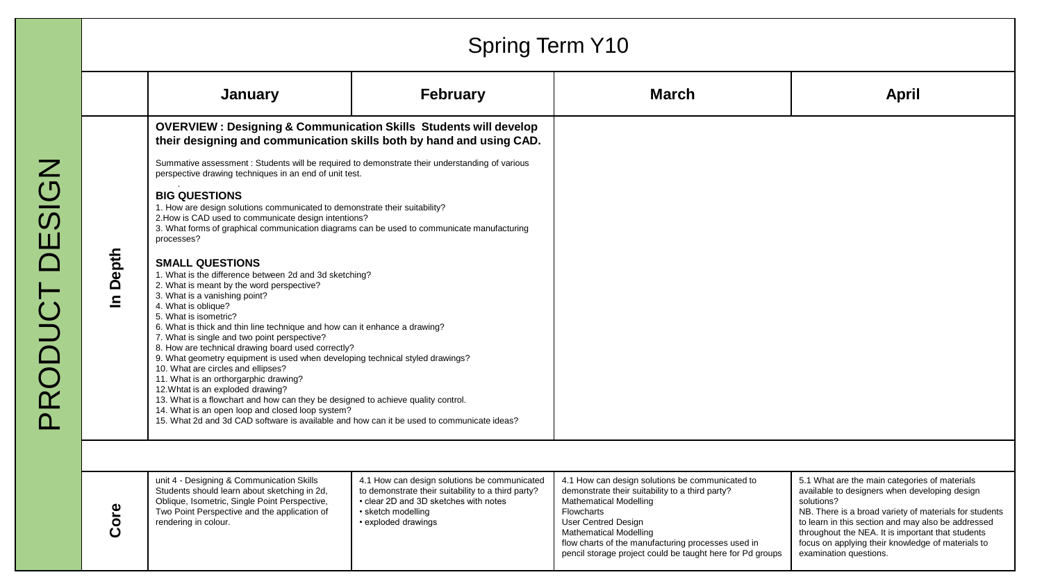# PRODUCT DESIGN

## Spring Term Y10

| | January | February | March | April |
|---|---|---|---|---|
| **In Depth** | **OVERVIEW : Designing & Communication Skills Students will develop their designing and communication skills both by hand and using CAD.**<br><br>Summative assessment : Students will be required to demonstrate their understanding of various perspective drawing techniques in an end of unit test.<br><br>**BIG QUESTIONS**<br>1. How are design solutions communicated to demonstrate their suitability?<br>2.How is CAD used to communicate design intentions?<br>3. What forms of graphical communication diagrams can be used to communicate manufacturing processes?<br><br>**SMALL QUESTIONS**<br>1. What is the difference between 2d and 3d sketching?<br>2. What is meant by the word perspective?<br>3. What is a vanishing point?<br>4. What is oblique?<br>5. What is isometric?<br>6. What is thick and thin line technique and how can it enhance a drawing?<br>7. What is single and two point perspective?<br>8. How are technical drawing board used correctly?<br>9. What geometry equipment is used when developing technical styled drawings?<br>10. What are circles and ellipses?<br>11. What is an orthorgarphic drawing?<br>12.Whtat is an exploded drawing?<br>13. What is a flowchart and how can they be designed to achieve quality control.<br>14. What is an open loop and closed loop system?<br>15. What 2d and 3d CAD software is available and how can it be used to communicate ideas? | | | |
| **Core** | unit 4 - Designing & Communication Skills Students should learn about sketching in 2d, Oblique, Isometric, Single Point Perspective, Two Point Perspective and the application of rendering in colour. | 4.1 How can design solutions be communicated to demonstrate their suitability to a third party?<br>• clear 2D and 3D sketches with notes<br>• sketch modelling<br>• exploded drawings | 4.1 How can design solutions be communicated to demonstrate their suitability to a third party?<br>Mathematical Modelling<br>Flowcharts<br>User Centred Design<br>Mathematical Modelling<br>flow charts of the manufacturing processes used in pencil storage project could be taught here for Pd groups | 5.1 What are the main categories of materials available to designers when developing design solutions?<br>NB. There is a broad variety of materials for students to learn in this section and may also be addressed throughout the NEA. It is important that students focus on applying their knowledge of materials to examination questions. |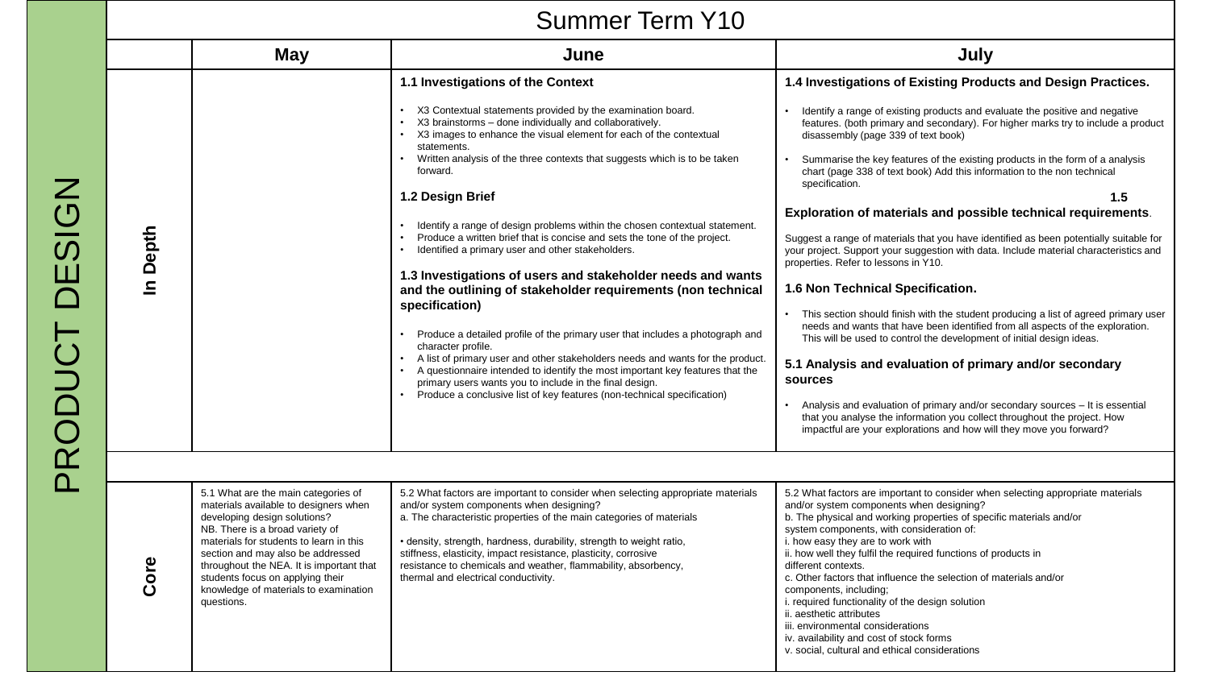# PRODUCT DESIGN

## Summer Term Y10

| | May | June | July |
|---|---|---|---|
| **In Depth** | | **1.1 Investigations of the Context**<br><br>• X3 Contextual statements provided by the examination board.<br>• X3 brainstorms – done individually and collaboratively.<br>• X3 images to enhance the visual element for each of the contextual statements.<br>• Written analysis of the three contexts that suggests which is to be taken forward.<br><br>**1.2 Design Brief**<br><br>• Identify a range of design problems within the chosen contextual statement.<br>• Produce a written brief that is concise and sets the tone of the project.<br>• Identified a primary user and other stakeholders.<br><br>**1.3 Investigations of users and stakeholder needs and wants and the outlining of stakeholder requirements (non technical specification)**<br><br>• Produce a detailed profile of the primary user that includes a photograph and character profile.<br>• A list of primary user and other stakeholders needs and wants for the product.<br>• A questionnaire intended to identify the most important key features that the primary users wants you to include in the final design.<br>• Produce a conclusive list of key features (non-technical specification) | **1.4 Investigations of Existing Products and Design Practices.**<br><br>• Identify a range of existing products and evaluate the positive and negative features. (both primary and secondary). For higher marks try to include a product disassembly (page 339 of text book)<br><br>• Summarise the key features of the existing products in the form of a analysis chart (page 338 of text book) Add this information to the non technical specification.<br><br>**1.5 Exploration of materials and possible technical requirements.**<br><br>Suggest a range of materials that you have identified as been potentially suitable for your project. Support your suggestion with data. Include material characteristics and properties. Refer to lessons in Y10.<br><br>**1.6 Non Technical Specification.**<br><br>• This section should finish with the student producing a list of agreed primary user needs and wants that have been identified from all aspects of the exploration. This will be used to control the development of initial design ideas.<br><br>**5.1 Analysis and evaluation of primary and/or secondary sources**<br><br>• Analysis and evaluation of primary and/or secondary sources – It is essential that you analyse the information you collect throughout the project. How impactful are your explorations and how will they move you forward? |
| **Core** | 5.1 What are the main categories of materials available to designers when developing design solutions?<br>NB. There is a broad variety of materials for students to learn in this section and may also be addressed throughout the NEA. It is important that students focus on applying their knowledge of materials to examination questions. | 5.2 What factors are important to consider when selecting appropriate materials and/or system components when designing?<br>a. The characteristic properties of the main categories of materials<br><br>• density, strength, hardness, durability, strength to weight ratio, stiffness, elasticity, impact resistance, plasticity, corrosive resistance to chemicals and weather, flammability, absorbency, thermal and electrical conductivity. | 5.2 What factors are important to consider when selecting appropriate materials and/or system components when designing?<br>b. The physical and working properties of specific materials and/or system components, with consideration of:<br>i. how easy they are to work with<br>ii. how well they fulfil the required functions of products in different contexts.<br>c. Other factors that influence the selection of materials and/or components, including;<br>i. required functionality of the design solution<br>ii. aesthetic attributes<br>iii. environmental considerations<br>iv. availability and cost of stock forms<br>v. social, cultural and ethical considerations |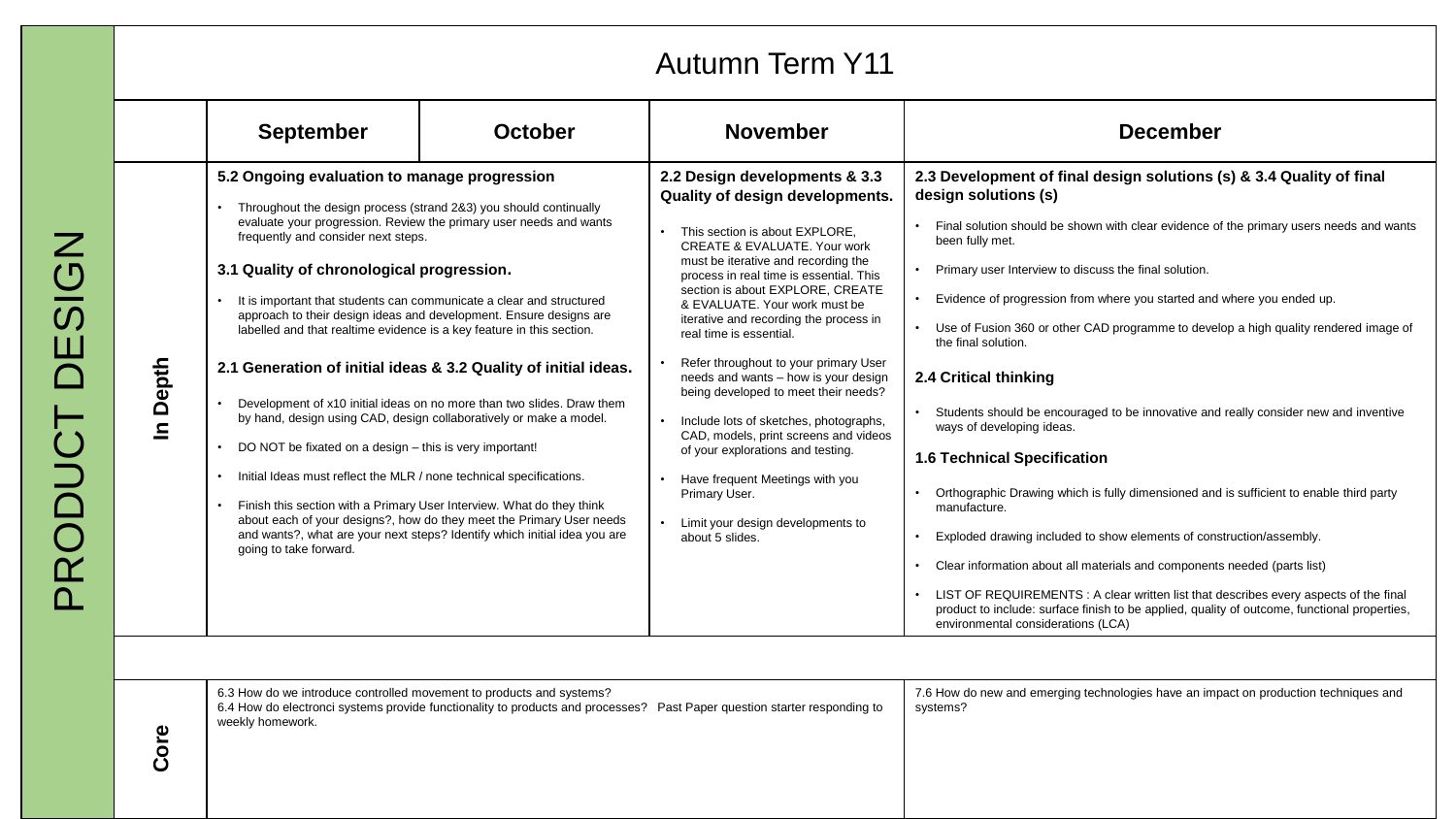# PRODUCT DESIGN

## Autumn Term Y11

| | September | October | November | December |
|---|---|---|---|---|
| **In Depth** | **5.2 Ongoing evaluation to manage progression**<br>• Throughout the design process (strand 2&3) you should continually evaluate your progression. Review the primary user needs and wants frequently and consider next steps.<br>**3.1 Quality of chronological progression.**<br>• It is important that students can communicate a clear and structured approach to their design ideas and development. Ensure designs are labelled and that realtime evidence is a key feature in this section.<br>**2.1 Generation of initial ideas & 3.2 Quality of initial ideas.**<br>• Development of x10 initial ideas on no more than two slides. Draw them by hand, design using CAD, design collaboratively or make a model.<br>• DO NOT be fixated on a design – this is very important!<br>• Initial Ideas must reflect the MLR / none technical specifications.<br>• Finish this section with a Primary User Interview. What do they think about each of your designs?, how do they meet the Primary User needs and wants?, what are your next steps? Identify which initial idea you are going to take forward. | | **2.2 Design developments & 3.3 Quality of design developments.**<br>• This section is about EXPLORE, CREATE & EVALUATE. Your work must be iterative and recording the process in real time is essential. This section is about EXPLORE, CREATE & EVALUATE. Your work must be iterative and recording the process in real time is essential.<br>• Refer throughout to your primary User needs and wants – how is your design being developed to meet their needs?<br>• Include lots of sketches, photographs, CAD, models, print screens and videos of your explorations and testing.<br>• Have frequent Meetings with you Primary User.<br>• Limit your design developments to about 5 slides. | **2.3 Development of final design solutions (s) & 3.4 Quality of final design solutions (s)**<br>• Final solution should be shown with clear evidence of the primary users needs and wants been fully met.<br>• Primary user Interview to discuss the final solution.<br>• Evidence of progression from where you started and where you ended up.<br>• Use of Fusion 360 or other CAD programme to develop a high quality rendered image of the final solution.<br>**2.4 Critical thinking**<br>• Students should be encouraged to be innovative and really consider new and inventive ways of developing ideas.<br>**1.6 Technical Specification**<br>• Orthographic Drawing which is fully dimensioned and is sufficient to enable third party manufacture.<br>• Exploded drawing included to show elements of construction/assembly.<br>• Clear information about all materials and components needed (parts list)<br>• LIST OF REQUIREMENTS : A clear written list that describes every aspects of the final product to include: surface finish to be applied, quality of outcome, functional properties, environmental considerations (LCA) |
| **Core** | 6.3 How do we introduce controlled movement to products and systems?<br>6.4 How do electronci systems provide functionality to products and processes? Past Paper question starter responding to weekly homework. | | | 7.6 How do new and emerging technologies have an impact on production techniques and systems? |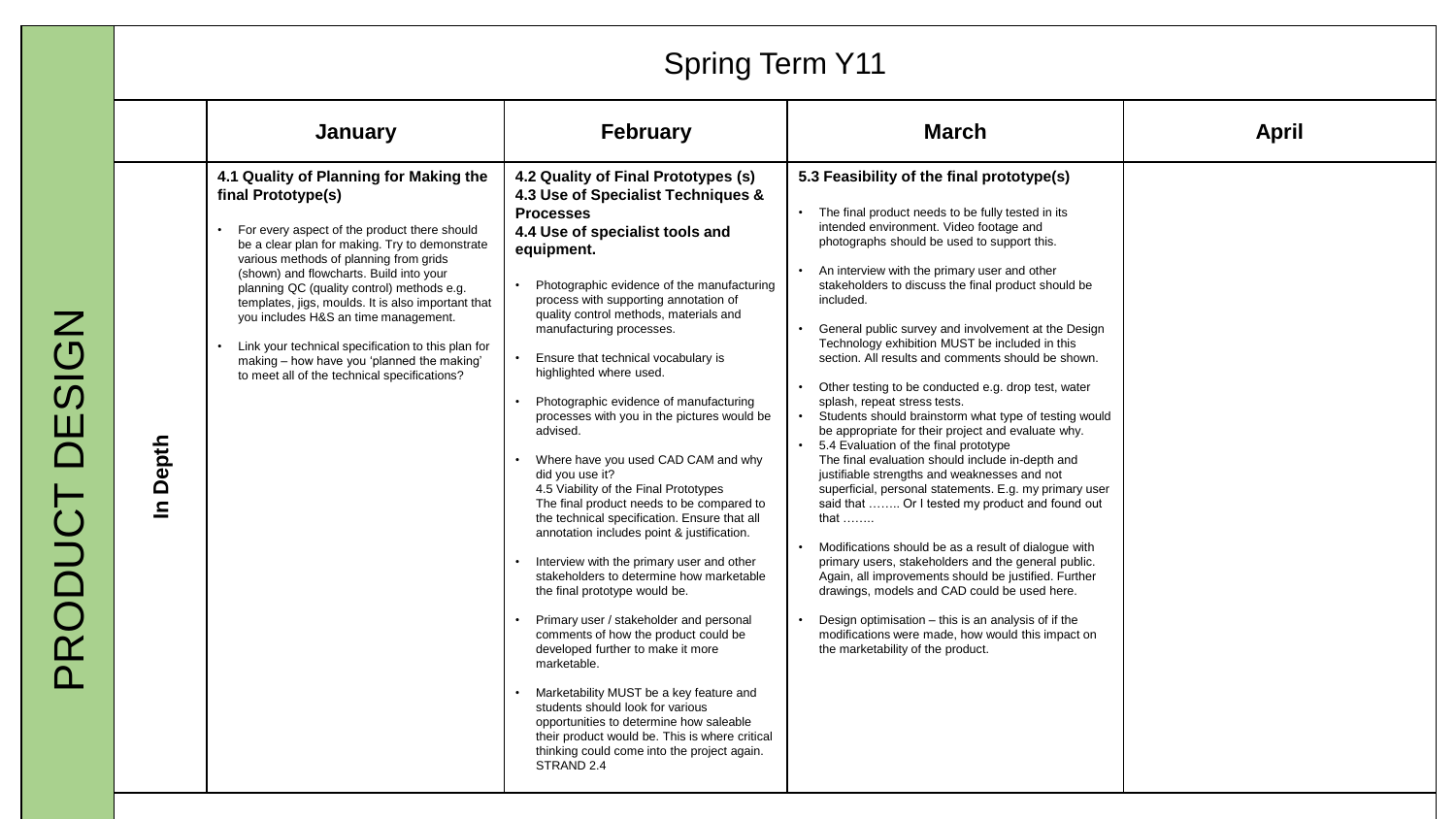# PRODUCT DESIGN

## Spring Term Y11

| | January | February | March | April |
|---|---|---|---|---|
| **In Depth** | **4.1 Quality of Planning for Making the final Prototype(s)**<br><br>• For every aspect of the product there should be a clear plan for making. Try to demonstrate various methods of planning from grids (shown) and flowcharts. Build into your planning QC (quality control) methods e.g. templates, jigs, moulds. It is also important that you includes H&S an time management.<br><br>• Link your technical specification to this plan for making – how have you 'planned the making' to meet all of the technical specifications? | **4.2 Quality of Final Prototypes (s)**<br>**4.3 Use of Specialist Techniques & Processes**<br>**4.4 Use of specialist tools and equipment.**<br><br>• Photographic evidence of the manufacturing process with supporting annotation of quality control methods, materials and manufacturing processes.<br><br>• Ensure that technical vocabulary is highlighted where used.<br><br>• Photographic evidence of manufacturing processes with you in the pictures would be advised.<br><br>• Where have you used CAD CAM and why did you use it?<br>4.5 Viability of the Final Prototypes<br>The final product needs to be compared to the technical specification. Ensure that all annotation includes point & justification.<br><br>• Interview with the primary user and other stakeholders to determine how marketable the final prototype would be.<br><br>• Primary user / stakeholder and personal comments of how the product could be developed further to make it more marketable.<br><br>• Marketability MUST be a key feature and students should look for various opportunities to determine how saleable their product would be. This is where critical thinking could come into the project again. STRAND 2.4 | **5.3 Feasibility of the final prototype(s)**<br><br>• The final product needs to be fully tested in its intended environment. Video footage and photographs should be used to support this.<br><br>• An interview with the primary user and other stakeholders to discuss the final product should be included.<br><br>• General public survey and involvement at the Design Technology exhibition MUST be included in this section. All results and comments should be shown.<br><br>• Other testing to be conducted e.g. drop test, water splash, repeat stress tests.<br>• Students should brainstorm what type of testing would be appropriate for their project and evaluate why.<br>• 5.4 Evaluation of the final prototype<br>The final evaluation should include in-depth and justifiable strengths and weaknesses and not superficial, personal statements. E.g. my primary user said that …….. Or I tested my product and found out that ……..<br><br>• Modifications should be as a result of dialogue with primary users, stakeholders and the general public. Again, all improvements should be justified. Further drawings, models and CAD could be used here.<br><br>• Design optimisation – this is an analysis of if the modifications were made, how would this impact on the marketability of the product. | |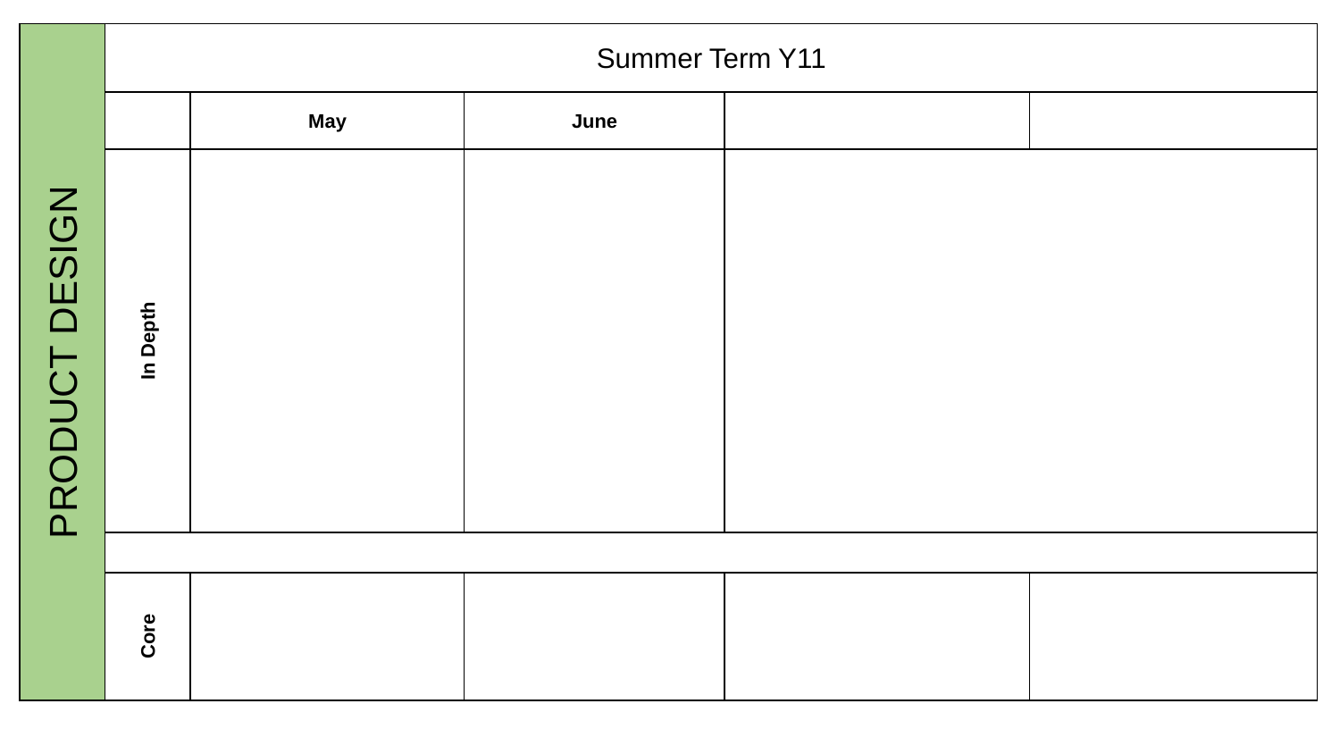# PRODUCT DESIGN

## Summer Term Y11

| | May | June | | |
|---|---|---|---|---|
| **In Depth** | | | | |
| | | | | |
| **Core** | | | | |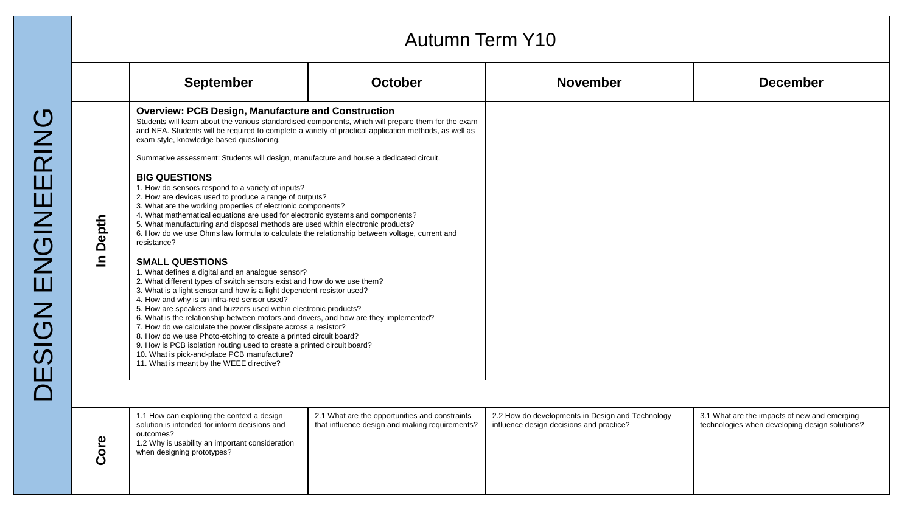# DESIGN ENGINEERING

## Autumn Term Y10

| | September | October | November | December |
|---|---|---|---|---|
| **In Depth** | **Overview: PCB Design, Manufacture and Construction**<br>Students will learn about the various standardised components, which will prepare them for the exam and NEA. Students will be required to complete a variety of practical application methods, as well as exam style, knowledge based questioning.<br><br>Summative assessment: Students will design, manufacture and house a dedicated circuit.<br><br>**BIG QUESTIONS**<br>1. How do sensors respond to a variety of inputs?<br>2. How are devices used to produce a range of outputs?<br>3. What are the working properties of electronic components?<br>4. What mathematical equations are used for electronic systems and components?<br>5. What manufacturing and disposal methods are used within electronic products?<br>6. How do we use Ohms law formula to calculate the relationship between voltage, current and resistance?<br><br>**SMALL QUESTIONS**<br>1. What defines a digital and an analogue sensor?<br>2. What different types of switch sensors exist and how do we use them?<br>3. What is a light sensor and how is a light dependent resistor used?<br>4. How and why is an infra-red sensor used?<br>5. How are speakers and buzzers used within electronic products?<br>6. What is the relationship between motors and drivers, and how are they implemented?<br>7. How do we calculate the power dissipate across a resistor?<br>8. How do we use Photo-etching to create a printed circuit board?<br>9. How is PCB isolation routing used to create a printed circuit board?<br>10. What is pick-and-place PCB manufacture?<br>11. What is meant by the WEEE directive? | | | |
| **Core** | 1.1 How can exploring the context a design solution is intended for inform decisions and outcomes?<br>1.2 Why is usability an important consideration when designing prototypes? | 2.1 What are the opportunities and constraints that influence design and making requirements? | 2.2 How do developments in Design and Technology influence design decisions and practice? | 3.1 What are the impacts of new and emerging technologies when developing design solutions? |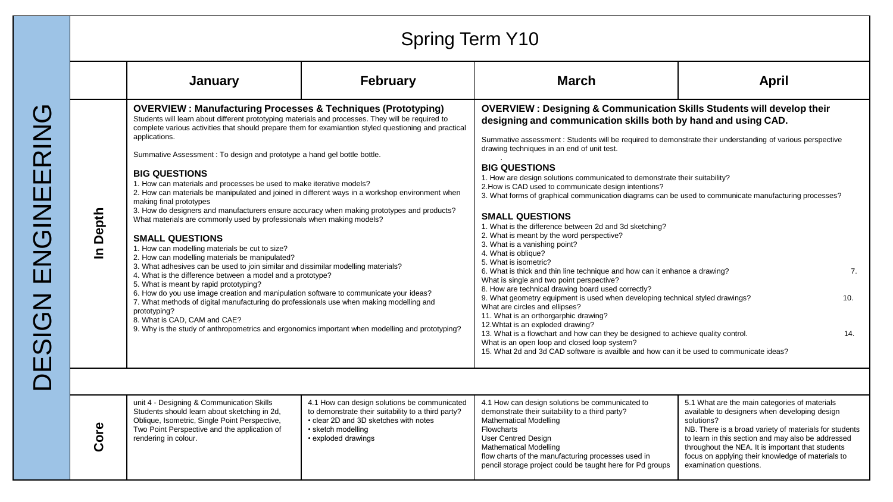# DESIGN ENGINEERING

## Spring Term Y10

| | January | February | March | April |
|---|---|---|---|---|
| **In Depth** | **OVERVIEW : Manufacturing Processes & Techniques (Prototyping)**<br>Students will learn about different prototyping materials and processes. They will be required to complete various activities that should prepare them for examiantion styled questioning and practical applications.<br><br>Summative Assessment : To design and prototype a hand gel bottle bottle.<br><br>**BIG QUESTIONS**<br>1. How can materials and processes be used to make iterative models?<br>2. How can materials be manipulated and joined in different ways in a workshop environment when making final prototypes<br>3. How do designers and manufacturers ensure accuracy when making prototypes and products? What materials are commonly used by professionals when making models?<br><br>**SMALL QUESTIONS**<br>1. How can modelling materials be cut to size?<br>2. How can modelling materials be manipulated?<br>3. What adhesives can be used to join similar and dissimilar modelling materials?<br>4. What is the difference between a model and a prototype?<br>5. What is meant by rapid prototyping?<br>6. How do you use image creation and manipulation software to communicate your ideas?<br>7. What methods of digital manufacturing do professionals use when making modelling and prototyping?<br>8. What is CAD, CAM and CAE?<br>9. Why is the study of anthropometrics and ergonomics important when modelling and prototyping? | | **OVERVIEW : Designing & Communication Skills Students will develop their designing and communication skills both by hand and using CAD.**<br><br>Summative assessment : Students will be required to demonstrate their understanding of various perspective drawing techniques in an end of unit test.<br><br>**BIG QUESTIONS**<br>1. How are design solutions communicated to demonstrate their suitability?<br>2.How is CAD used to communicate design intentions?<br>3. What forms of graphical communication diagrams can be used to communicate manufacturing processes?<br><br>**SMALL QUESTIONS**<br>1. What is the difference between 2d and 3d sketching?<br>2. What is meant by the word perspective?<br>3. What is a vanishing point?<br>4. What is oblique?<br>5. What is isometric?<br>6. What is thick and thin line technique and how can it enhance a drawing? 7. What is single and two point perspective?<br>8. How are technical drawing board used correctly?<br>9. What geometry equipment is used when developing technical styled drawings? 10. What are circles and ellipses?<br>11. What is an orthorgarphic drawing?<br>12.Whtat is an exploded drawing?<br>13. What is a flowchart and how can they be designed to achieve quality control. 14. What is an open loop and closed loop system?<br>15. What 2d and 3d CAD software is availble and how can it be used to communicate ideas? | |
| **Core** | unit 4 - Designing & Communication Skills<br>Students should learn about sketching in 2d, Oblique, Isometric, Single Point Perspective, Two Point Perspective and the application of rendering in colour. | 4.1 How can design solutions be communicated to demonstrate their suitability to a third party?<br>• clear 2D and 3D sketches with notes<br>• sketch modelling<br>• exploded drawings | 4.1 How can design solutions be communicated to demonstrate their suitability to a third party?<br>Mathematical Modelling<br>Flowcharts<br>User Centred Design<br>Mathematical Modelling<br>flow charts of the manufacturing processes used in pencil storage project could be taught here for Pd groups | 5.1 What are the main categories of materials available to designers when developing design solutions?<br>NB. There is a broad variety of materials for students to learn in this section and may also be addressed throughout the NEA. It is important that students focus on applying their knowledge of materials to examination questions. |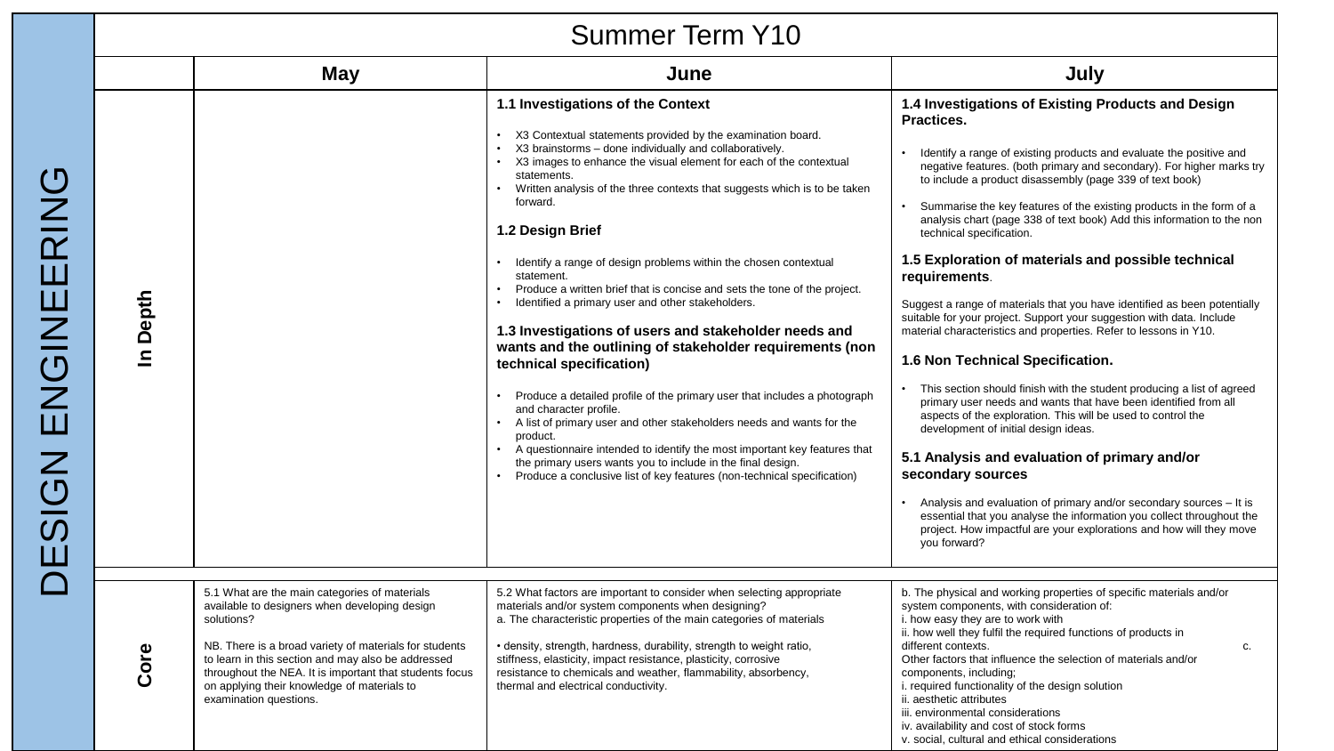# DESIGN ENGINEERING

## Summer Term Y10

| | May | June | July |
|---|---|---|---|
| **In Depth** | | **1.1 Investigations of the Context**<br>• X3 Contextual statements provided by the examination board.<br>• X3 brainstorms – done individually and collaboratively.<br>• X3 images to enhance the visual element for each of the contextual statements.<br>• Written analysis of the three contexts that suggests which is to be taken forward.<br><br>**1.2 Design Brief**<br>• Identify a range of design problems within the chosen contextual statement.<br>• Produce a written brief that is concise and sets the tone of the project.<br>• Identified a primary user and other stakeholders.<br><br>**1.3 Investigations of users and stakeholder needs and wants and the outlining of stakeholder requirements (non technical specification)**<br>• Produce a detailed profile of the primary user that includes a photograph and character profile.<br>• A list of primary user and other stakeholders needs and wants for the product.<br>• A questionnaire intended to identify the most important key features that the primary users wants you to include in the final design.<br>• Produce a conclusive list of key features (non-technical specification) | **1.4 Investigations of Existing Products and Design Practices.**<br>• Identify a range of existing products and evaluate the positive and negative features. (both primary and secondary). For higher marks try to include a product disassembly (page 339 of text book)<br>• Summarise the key features of the existing products in the form of a analysis chart (page 338 of text book) Add this information to the non technical specification.<br><br>**1.5 Exploration of materials and possible technical requirements**.<br>Suggest a range of materials that you have identified as been potentially suitable for your project. Support your suggestion with data. Include material characteristics and properties. Refer to lessons in Y10.<br><br>**1.6 Non Technical Specification.**<br>• This section should finish with the student producing a list of agreed primary user needs and wants that have been identified from all aspects of the exploration. This will be used to control the development of initial design ideas.<br><br>**5.1 Analysis and evaluation of primary and/or secondary sources**<br>• Analysis and evaluation of primary and/or secondary sources – It is essential that you analyse the information you collect throughout the project. How impactful are your explorations and how will they move you forward? |
| **Core** | 5.1 What are the main categories of materials available to designers when developing design solutions?<br><br>NB. There is a broad variety of materials for students to learn in this section and may also be addressed throughout the NEA. It is important that students focus on applying their knowledge of materials to examination questions. | 5.2 What factors are important to consider when selecting appropriate materials and/or system components when designing?<br>a. The characteristic properties of the main categories of materials<br><br>• density, strength, hardness, durability, strength to weight ratio, stiffness, elasticity, impact resistance, plasticity, corrosive resistance to chemicals and weather, flammability, absorbency, thermal and electrical conductivity. | b. The physical and working properties of specific materials and/or system components, with consideration of:<br>i. how easy they are to work with<br>ii. how well they fulfil the required functions of products in different contexts.<br>c. Other factors that influence the selection of materials and/or components, including;<br>i. required functionality of the design solution<br>ii. aesthetic attributes<br>iii. environmental considerations<br>iv. availability and cost of stock forms<br>v. social, cultural and ethical considerations |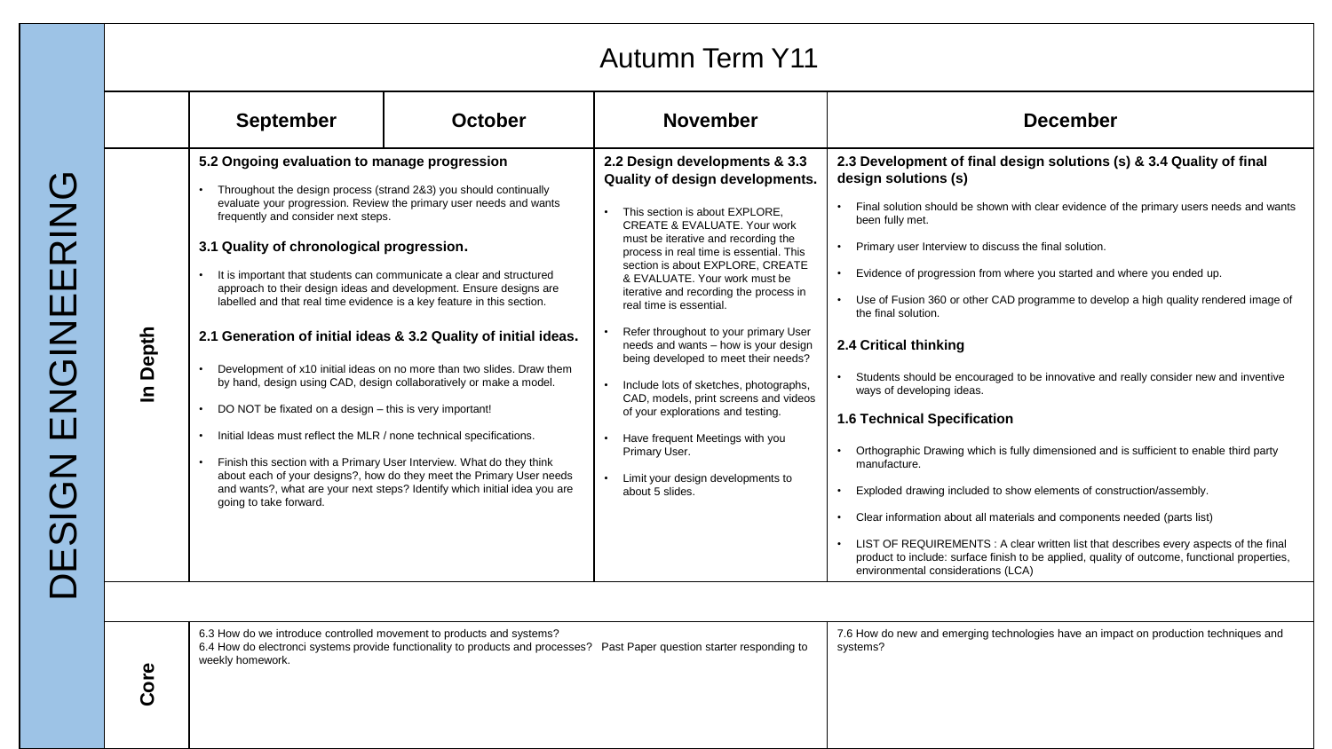# DESIGN ENGINEERING

## Autumn Term Y11

| | September | October | November | December |
|---|---|---|---|---|
| **In Depth** | **5.2 Ongoing evaluation to manage progression**<br><br>• Throughout the design process (strand 2&3) you should continually evaluate your progression. Review the primary user needs and wants frequently and consider next steps.<br><br>**3.1 Quality of chronological progression.**<br><br>• It is important that students can communicate a clear and structured approach to their design ideas and development. Ensure designs are labelled and that real time evidence is a key feature in this section.<br><br>**2.1 Generation of initial ideas & 3.2 Quality of initial ideas.**<br><br>• Development of x10 initial ideas on no more than two slides. Draw them by hand, design using CAD, design collaboratively or make a model.<br>• DO NOT be fixated on a design – this is very important!<br>• Initial Ideas must reflect the MLR / none technical specifications.<br>• Finish this section with a Primary User Interview. What do they think about each of your designs?, how do they meet the Primary User needs and wants?, what are your next steps? Identify which initial idea you are going to take forward. | | **2.2 Design developments & 3.3 Quality of design developments.**<br><br>• This section is about EXPLORE, CREATE & EVALUATE. Your work must be iterative and recording the process in real time is essential. This section is about EXPLORE, CREATE & EVALUATE. Your work must be iterative and recording the process in real time is essential.<br>• Refer throughout to your primary User needs and wants – how is your design being developed to meet their needs?<br>• Include lots of sketches, photographs, CAD, models, print screens and videos of your explorations and testing.<br>• Have frequent Meetings with you Primary User.<br>• Limit your design developments to about 5 slides. | **2.3 Development of final design solutions (s) & 3.4 Quality of final design solutions (s)**<br><br>• Final solution should be shown with clear evidence of the primary users needs and wants been fully met.<br>• Primary user Interview to discuss the final solution.<br>• Evidence of progression from where you started and where you ended up.<br>• Use of Fusion 360 or other CAD programme to develop a high quality rendered image of the final solution.<br><br>**2.4 Critical thinking**<br><br>• Students should be encouraged to be innovative and really consider new and inventive ways of developing ideas.<br><br>**1.6 Technical Specification**<br><br>• Orthographic Drawing which is fully dimensioned and is sufficient to enable third party manufacture.<br>• Exploded drawing included to show elements of construction/assembly.<br>• Clear information about all materials and components needed (parts list)<br>• LIST OF REQUIREMENTS : A clear written list that describes every aspects of the final product to include: surface finish to be applied, quality of outcome, functional properties, environmental considerations (LCA) |
| **Core** | 6.3 How do we introduce controlled movement to products and systems?<br>6.4 How do electronci systems provide functionality to products and processes? Past Paper question starter responding to weekly homework. | | | 7.6 How do new and emerging technologies have an impact on production techniques and systems? |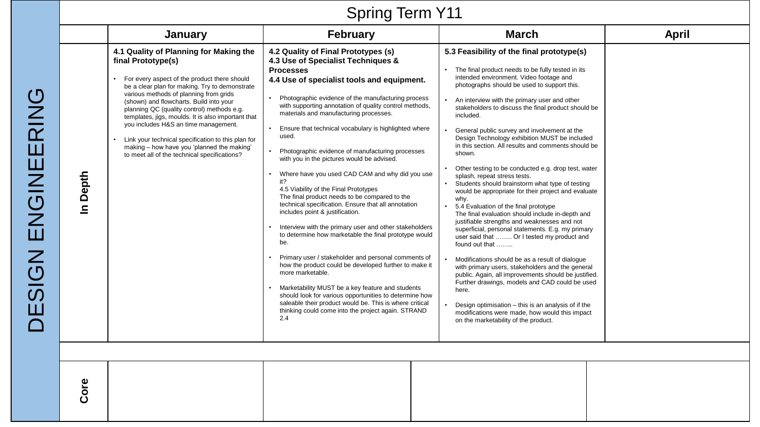# DESIGN ENGINEERING

## Spring Term Y11

| | January | February | March | April |
|---|---|---|---|---|
| **In Depth** | **4.1 Quality of Planning for Making the final Prototype(s)**<br><br>• For every aspect of the product there should be a clear plan for making. Try to demonstrate various methods of planning from grids (shown) and flowcharts. Build into your planning QC (quality control) methods e.g. templates, jigs, moulds. It is also important that you includes H&S an time management.<br><br>• Link your technical specification to this plan for making – how have you 'planned the making' to meet all of the technical specifications? | **4.2 Quality of Final Prototypes (s)**<br>**4.3 Use of Specialist Techniques & Processes**<br>**4.4 Use of specialist tools and equipment.**<br><br>• Photographic evidence of the manufacturing process with supporting annotation of quality control methods, materials and manufacturing processes.<br><br>• Ensure that technical vocabulary is highlighted where used.<br><br>• Photographic evidence of manufacturing processes with you in the pictures would be advised.<br><br>• Where have you used CAD CAM and why did you use it?<br>4.5 Viability of the Final Prototypes<br>The final product needs to be compared to the technical specification. Ensure that all annotation includes point & justification.<br><br>• Interview with the primary user and other stakeholders to determine how marketable the final prototype would be.<br><br>• Primary user / stakeholder and personal comments of how the product could be developed further to make it more marketable.<br><br>• Marketability MUST be a key feature and students should look for various opportunities to determine how saleable their product would be. This is where critical thinking could come into the project again. STRAND 2.4 | **5.3 Feasibility of the final prototype(s)**<br><br>• The final product needs to be fully tested in its intended environment. Video footage and photographs should be used to support this.<br><br>• An interview with the primary user and other stakeholders to discuss the final product should be included.<br><br>• General public survey and involvement at the Design Technology exhibition MUST be included in this section. All results and comments should be shown.<br><br>• Other testing to be conducted e.g. drop test, water splash, repeat stress tests.<br>• Students should brainstorm what type of testing would be appropriate for their project and evaluate why.<br>• 5.4 Evaluation of the final prototype<br>The final evaluation should include in-depth and justifiable strengths and weaknesses and not superficial, personal statements. E.g. my primary user said that …….. Or I tested my product and found out that ……..<br><br>• Modifications should be as a result of dialogue with primary users, stakeholders and the general public. Again, all improvements should be justified. Further drawings, models and CAD could be used here.<br><br>• Design optimisation – this is an analysis of if the modifications were made, how would this impact on the marketability of the product. | |
| **Core** | | | | |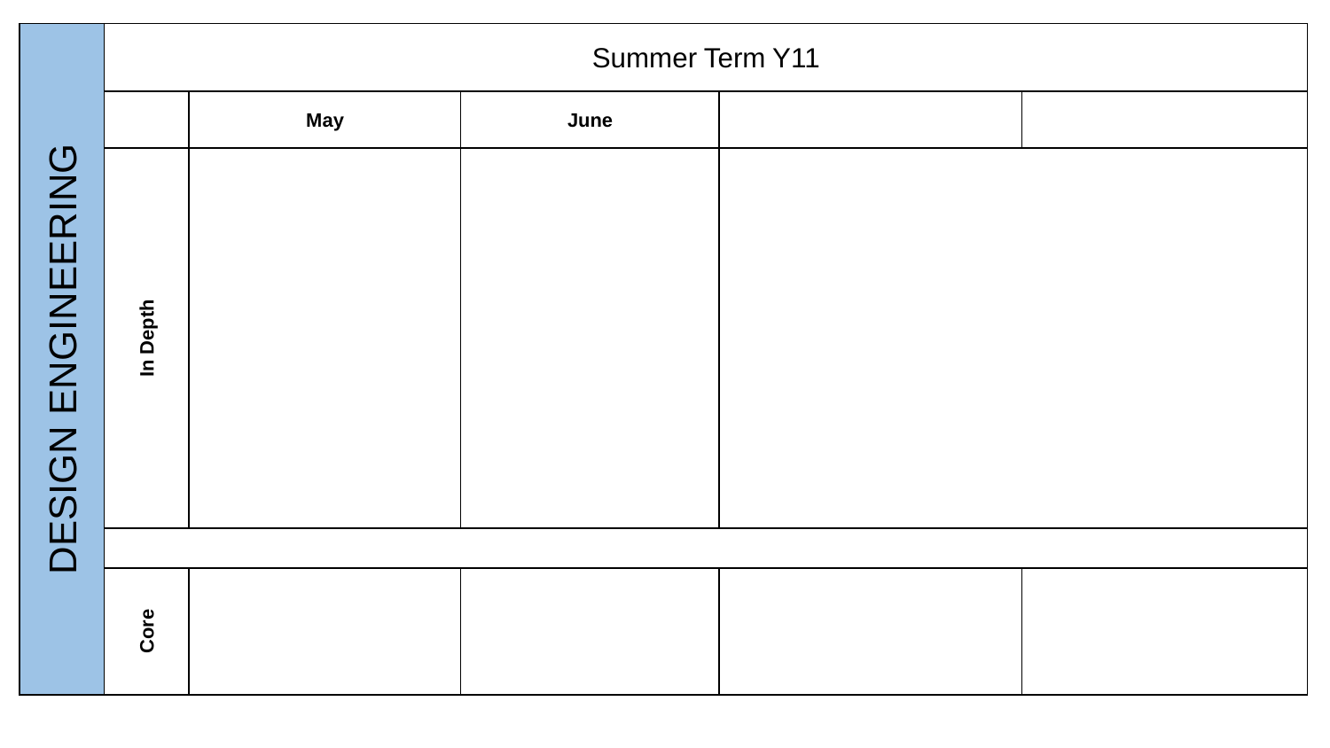# DESIGN ENGINEERING

| Summer Term Y11 | | | | |
|---|---|---|---|---|
| | **May** | **June** | | |
| **In Depth** | | | | |
| | | | | |
| **Core** | | | | |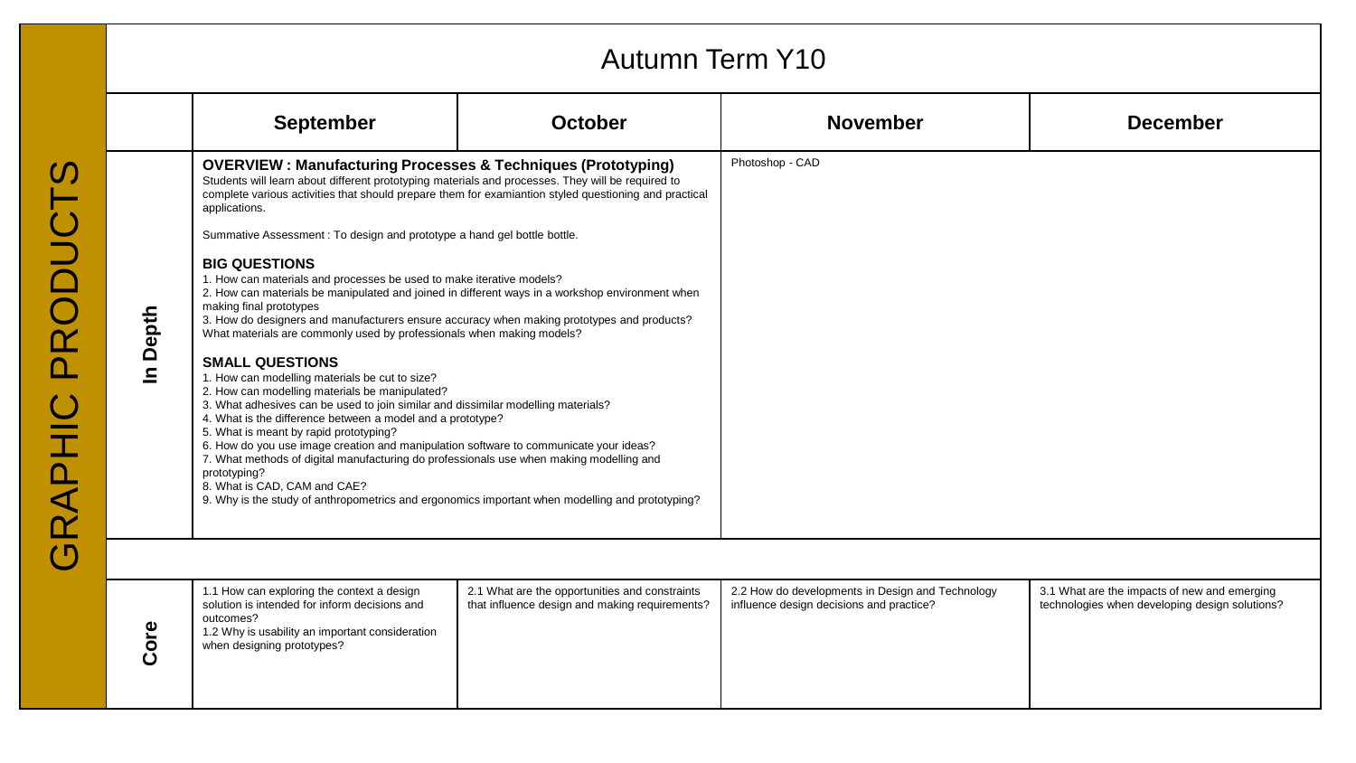# GRAPHIC PRODUCTS

## Autumn Term Y10

| | September | October | November | December |
|---|---|---|---|---|
| **In Depth** | **OVERVIEW : Manufacturing Processes & Techniques (Prototyping)**<br>Students will learn about different prototyping materials and processes. They will be required to complete various activities that should prepare them for examiantion styled questioning and practical applications.<br><br>Summative Assessment : To design and prototype a hand gel bottle bottle.<br><br>**BIG QUESTIONS**<br>1. How can materials and processes be used to make iterative models?<br>2. How can materials be manipulated and joined in different ways in a workshop environment when making final prototypes<br>3. How do designers and manufacturers ensure accuracy when making prototypes and products? What materials are commonly used by professionals when making models?<br><br>**SMALL QUESTIONS**<br>1. How can modelling materials be cut to size?<br>2. How can modelling materials be manipulated?<br>3. What adhesives can be used to join similar and dissimilar modelling materials?<br>4. What is the difference between a model and a prototype?<br>5. What is meant by rapid prototyping?<br>6. How do you use image creation and manipulation software to communicate your ideas?<br>7. What methods of digital manufacturing do professionals use when making modelling and prototyping?<br>8. What is CAD, CAM and CAE?<br>9. Why is the study of anthropometrics and ergonomics important when modelling and prototyping? | | Photoshop - CAD | |
| **Core** | 1.1 How can exploring the context a design solution is intended for inform decisions and outcomes?<br>1.2 Why is usability an important consideration when designing prototypes? | 2.1 What are the opportunities and constraints that influence design and making requirements? | 2.2 How do developments in Design and Technology influence design decisions and practice? | 3.1 What are the impacts of new and emerging technologies when developing design solutions? |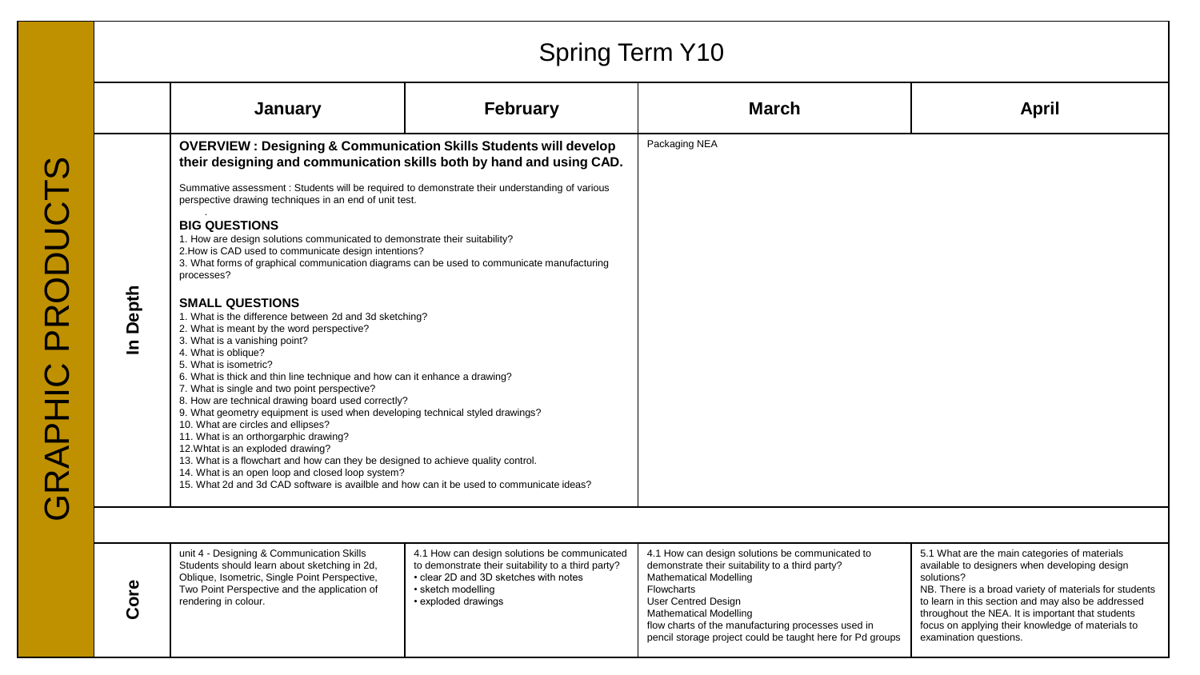# GRAPHIC PRODUCTS

## Spring Term Y10

| | January | February | March | April |
|---|---|---|---|---|
| **In Depth** | **OVERVIEW : Designing & Communication Skills Students will develop their designing and communication skills both by hand and using CAD.**<br><br>Summative assessment : Students will be required to demonstrate their understanding of various perspective drawing techniques in an end of unit test.<br><br>**BIG QUESTIONS**<br>1. How are design solutions communicated to demonstrate their suitability?<br>2.How is CAD used to communicate design intentions?<br>3. What forms of graphical communication diagrams can be used to communicate manufacturing processes?<br><br>**SMALL QUESTIONS**<br>1. What is the difference between 2d and 3d sketching?<br>2. What is meant by the word perspective?<br>3. What is a vanishing point?<br>4. What is oblique?<br>5. What is isometric?<br>6. What is thick and thin line technique and how can it enhance a drawing?<br>7. What is single and two point perspective?<br>8. How are technical drawing board used correctly?<br>9. What geometry equipment is used when developing technical styled drawings?<br>10. What are circles and ellipses?<br>11. What is an orthorgarphic drawing?<br>12.Whtat is an exploded drawing?<br>13. What is a flowchart and how can they be designed to achieve quality control.<br>14. What is an open loop and closed loop system?<br>15. What 2d and 3d CAD software is availble and how can it be used to communicate ideas? | | Packaging NEA | |
| **Core** | unit 4 - Designing & Communication Skills Students should learn about sketching in 2d, Oblique, Isometric, Single Point Perspective, Two Point Perspective and the application of rendering in colour. | 4.1 How can design solutions be communicated to demonstrate their suitability to a third party?<br>• clear 2D and 3D sketches with notes<br>• sketch modelling<br>• exploded drawings | 4.1 How can design solutions be communicated to demonstrate their suitability to a third party?<br>Mathematical Modelling<br>Flowcharts<br>User Centred Design<br>Mathematical Modelling<br>flow charts of the manufacturing processes used in pencil storage project could be taught here for Pd groups | 5.1 What are the main categories of materials available to designers when developing design solutions?<br>NB. There is a broad variety of materials for students to learn in this section and may also be addressed throughout the NEA. It is important that students focus on applying their knowledge of materials to examination questions. |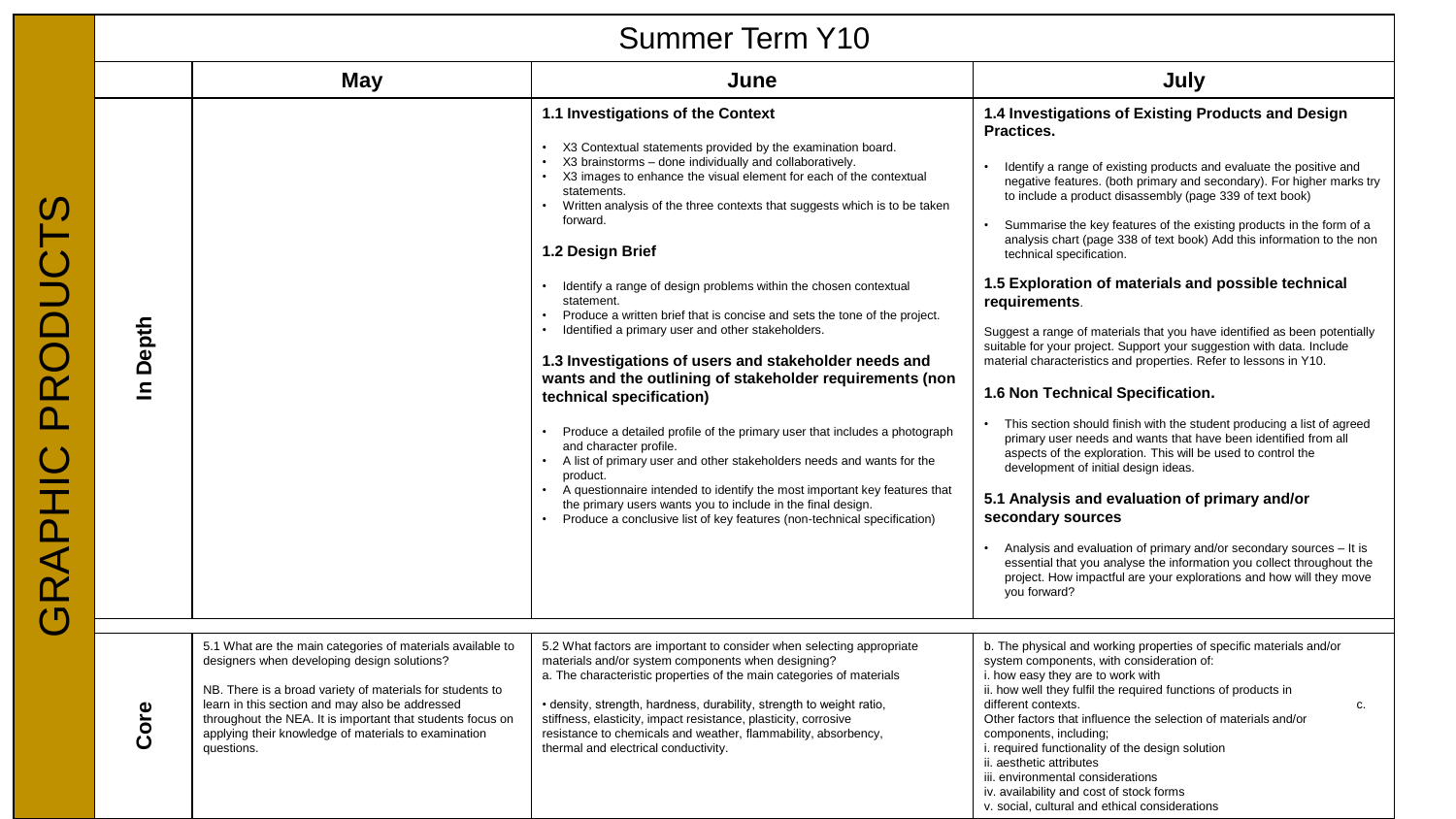# GRAPHIC PRODUCTS

## Summer Term Y10

| | May | June | July |
|---|---|---|---|
| **In Depth** | | **1.1 Investigations of the Context**<br>• X3 Contextual statements provided by the examination board.<br>• X3 brainstorms – done individually and collaboratively.<br>• X3 images to enhance the visual element for each of the contextual statements.<br>• Written analysis of the three contexts that suggests which is to be taken forward.<br><br>**1.2 Design Brief**<br>• Identify a range of design problems within the chosen contextual statement.<br>• Produce a written brief that is concise and sets the tone of the project.<br>• Identified a primary user and other stakeholders.<br><br>**1.3 Investigations of users and stakeholder needs and wants and the outlining of stakeholder requirements (non technical specification)**<br>• Produce a detailed profile of the primary user that includes a photograph and character profile.<br>• A list of primary user and other stakeholders needs and wants for the product.<br>• A questionnaire intended to identify the most important key features that the primary users wants you to include in the final design.<br>• Produce a conclusive list of key features (non-technical specification) | **1.4 Investigations of Existing Products and Design Practices.**<br>• Identify a range of existing products and evaluate the positive and negative features. (both primary and secondary). For higher marks try to include a product disassembly (page 339 of text book)<br>• Summarise the key features of the existing products in the form of a analysis chart (page 338 of text book) Add this information to the non technical specification.<br><br>**1.5 Exploration of materials and possible technical requirements**.<br>Suggest a range of materials that you have identified as been potentially suitable for your project. Support your suggestion with data. Include material characteristics and properties. Refer to lessons in Y10.<br><br>**1.6 Non Technical Specification.**<br>• This section should finish with the student producing a list of agreed primary user needs and wants that have been identified from all aspects of the exploration. This will be used to control the development of initial design ideas.<br><br>**5.1 Analysis and evaluation of primary and/or secondary sources**<br>• Analysis and evaluation of primary and/or secondary sources – It is essential that you analyse the information you collect throughout the project. How impactful are your explorations and how will they move you forward? |
| **Core** | 5.1 What are the main categories of materials available to designers when developing design solutions?<br><br>NB. There is a broad variety of materials for students to learn in this section and may also be addressed throughout the NEA. It is important that students focus on applying their knowledge of materials to examination questions. | 5.2 What factors are important to consider when selecting appropriate materials and/or system components when designing?<br>a. The characteristic properties of the main categories of materials<br><br>• density, strength, hardness, durability, strength to weight ratio, stiffness, elasticity, impact resistance, plasticity, corrosive resistance to chemicals and weather, flammability, absorbency, thermal and electrical conductivity. | b. The physical and working properties of specific materials and/or system components, with consideration of:<br>i. how easy they are to work with<br>ii. how well they fulfil the required functions of products in different contexts.<br>c. Other factors that influence the selection of materials and/or components, including;<br>i. required functionality of the design solution<br>ii. aesthetic attributes<br>iii. environmental considerations<br>iv. availability and cost of stock forms<br>v. social, cultural and ethical considerations |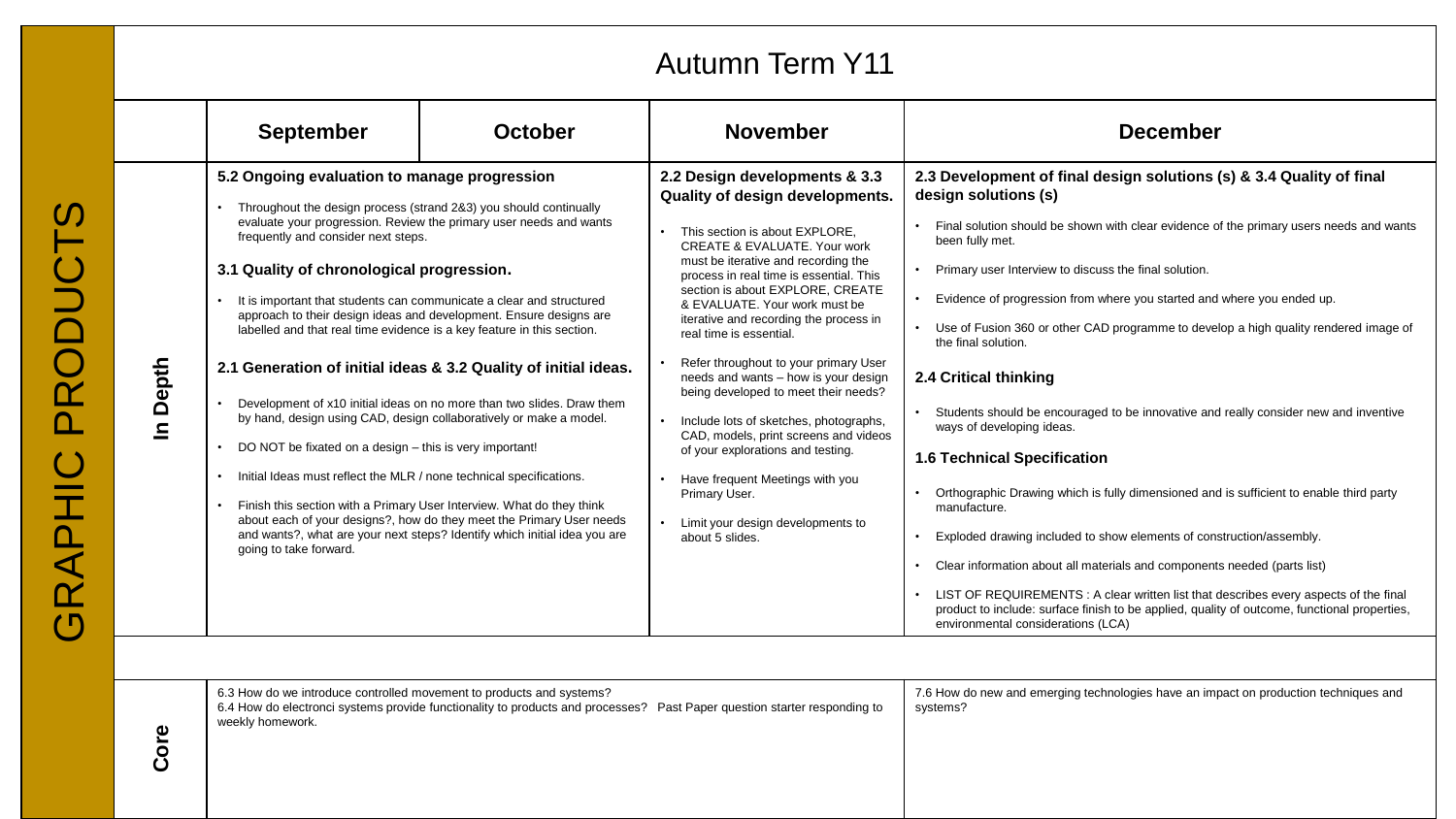# GRAPHIC PRODUCTS

## Autumn Term Y11

| | September | October | November | December |
|---|---|---|---|---|
| **In Depth** | **5.2 Ongoing evaluation to manage progression**<br>• Throughout the design process (strand 2&3) you should continually evaluate your progression. Review the primary user needs and wants frequently and consider next steps.<br>**3.1 Quality of chronological progression.**<br>• It is important that students can communicate a clear and structured approach to their design ideas and development. Ensure designs are labelled and that real time evidence is a key feature in this section.<br>**2.1 Generation of initial ideas & 3.2 Quality of initial ideas.**<br>• Development of x10 initial ideas on no more than two slides. Draw them by hand, design using CAD, design collaboratively or make a model.<br>• DO NOT be fixated on a design – this is very important!<br>• Initial Ideas must reflect the MLR / none technical specifications.<br>• Finish this section with a Primary User Interview. What do they think about each of your designs?, how do they meet the Primary User needs and wants?, what are your next steps? Identify which initial idea you are going to take forward. | | **2.2 Design developments & 3.3 Quality of design developments.**<br>• This section is about EXPLORE, CREATE & EVALUATE. Your work must be iterative and recording the process in real time is essential. This section is about EXPLORE, CREATE & EVALUATE. Your work must be iterative and recording the process in real time is essential.<br>• Refer throughout to your primary User needs and wants – how is your design being developed to meet their needs?<br>• Include lots of sketches, photographs, CAD, models, print screens and videos of your explorations and testing.<br>• Have frequent Meetings with you Primary User.<br>• Limit your design developments to about 5 slides. | **2.3 Development of final design solutions (s) & 3.4 Quality of final design solutions (s)**<br>• Final solution should be shown with clear evidence of the primary users needs and wants been fully met.<br>• Primary user Interview to discuss the final solution.<br>• Evidence of progression from where you started and where you ended up.<br>• Use of Fusion 360 or other CAD programme to develop a high quality rendered image of the final solution.<br>**2.4 Critical thinking**<br>• Students should be encouraged to be innovative and really consider new and inventive ways of developing ideas.<br>**1.6 Technical Specification**<br>• Orthographic Drawing which is fully dimensioned and is sufficient to enable third party manufacture.<br>• Exploded drawing included to show elements of construction/assembly.<br>• Clear information about all materials and components needed (parts list)<br>• LIST OF REQUIREMENTS : A clear written list that describes every aspects of the final product to include: surface finish to be applied, quality of outcome, functional properties, environmental considerations (LCA) |
| **Core** | 6.3 How do we introduce controlled movement to products and systems?<br>6.4 How do electronci systems provide functionality to products and processes? Past Paper question starter responding to weekly homework. | | | 7.6 How do new and emerging technologies have an impact on production techniques and systems? |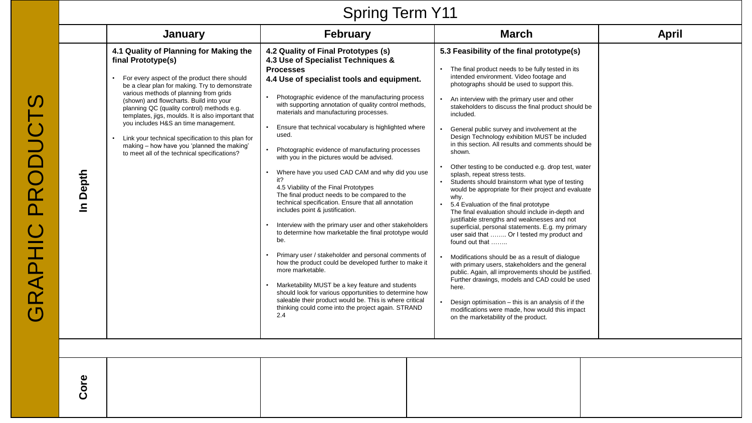# Spring Term Y11

## GRAPHIC PRODUCTS

| | January | February | March | April |
|---|---|---|---|---|
| **In Depth** | **4.1 Quality of Planning for Making the final Prototype(s)**<br><br>• For every aspect of the product there should be a clear plan for making. Try to demonstrate various methods of planning from grids (shown) and flowcharts. Build into your planning QC (quality control) methods e.g. templates, jigs, moulds. It is also important that you includes H&S an time management.<br><br>• Link your technical specification to this plan for making – how have you 'planned the making' to meet all of the technical specifications? | **4.2 Quality of Final Prototypes (s)**<br>**4.3 Use of Specialist Techniques & Processes**<br>**4.4 Use of specialist tools and equipment.**<br><br>• Photographic evidence of the manufacturing process with supporting annotation of quality control methods, materials and manufacturing processes.<br><br>• Ensure that technical vocabulary is highlighted where used.<br><br>• Photographic evidence of manufacturing processes with you in the pictures would be advised.<br><br>• Where have you used CAD CAM and why did you use it?<br>4.5 Viability of the Final Prototypes<br>The final product needs to be compared to the technical specification. Ensure that all annotation includes point & justification.<br><br>• Interview with the primary user and other stakeholders to determine how marketable the final prototype would be.<br><br>• Primary user / stakeholder and personal comments of how the product could be developed further to make it more marketable.<br><br>• Marketability MUST be a key feature and students should look for various opportunities to determine how saleable their product would be. This is where critical thinking could come into the project again. STRAND 2.4 | **5.3 Feasibility of the final prototype(s)**<br><br>• The final product needs to be fully tested in its intended environment. Video footage and photographs should be used to support this.<br><br>• An interview with the primary user and other stakeholders to discuss the final product should be included.<br><br>• General public survey and involvement at the Design Technology exhibition MUST be included in this section. All results and comments should be shown.<br><br>• Other testing to be conducted e.g. drop test, water splash, repeat stress tests.<br>• Students should brainstorm what type of testing would be appropriate for their project and evaluate why.<br>• 5.4 Evaluation of the final prototype<br>The final evaluation should include in-depth and justifiable strengths and weaknesses and not superficial, personal statements. E.g. my primary user said that …….. Or I tested my product and found out that ……..<br><br>• Modifications should be as a result of dialogue with primary users, stakeholders and the general public. Again, all improvements should be justified. Further drawings, models and CAD could be used here.<br><br>• Design optimisation – this is an analysis of if the modifications were made, how would this impact on the marketability of the product. | |
| **Core** | | | | |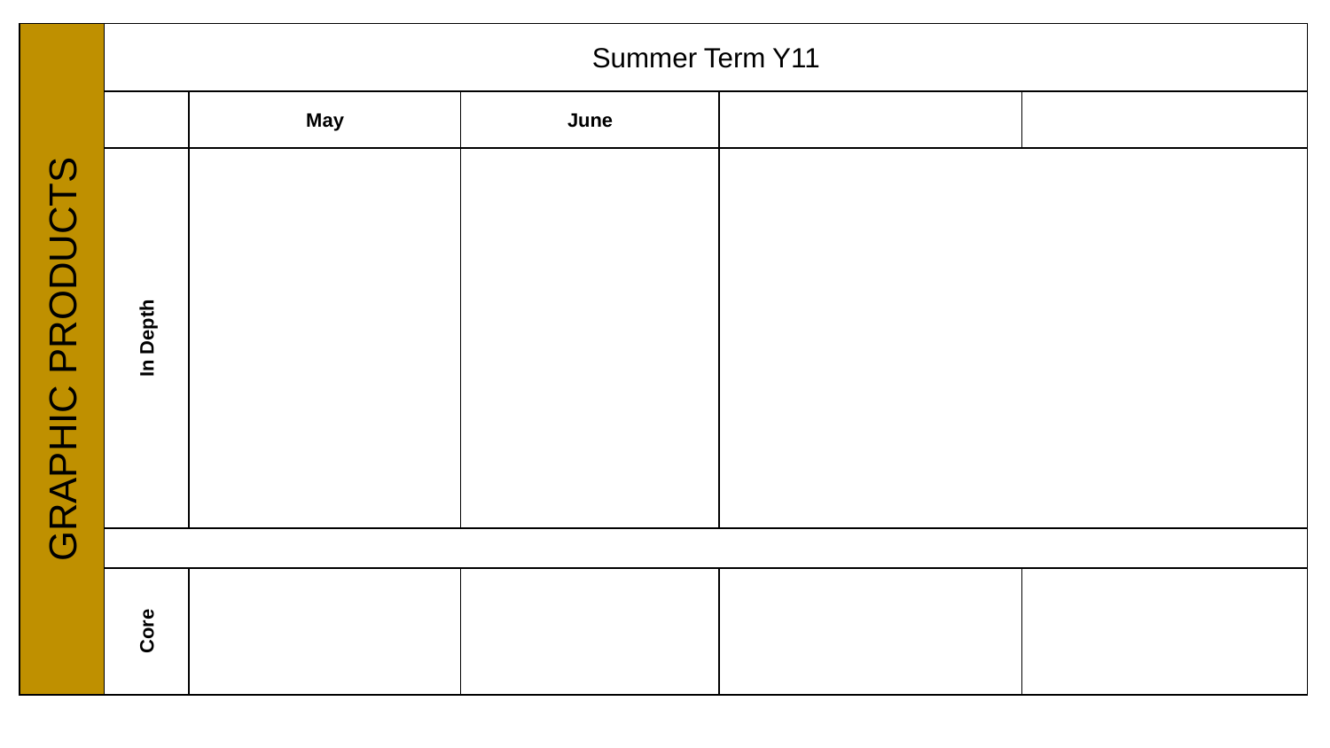# GRAPHIC PRODUCTS

| Summer Term Y11 | | | | |
|---|---|---|---|---|
| | **May** | **June** | | |
| **In Depth** | | | | |
| | | | | |
| **Core** | | | | |